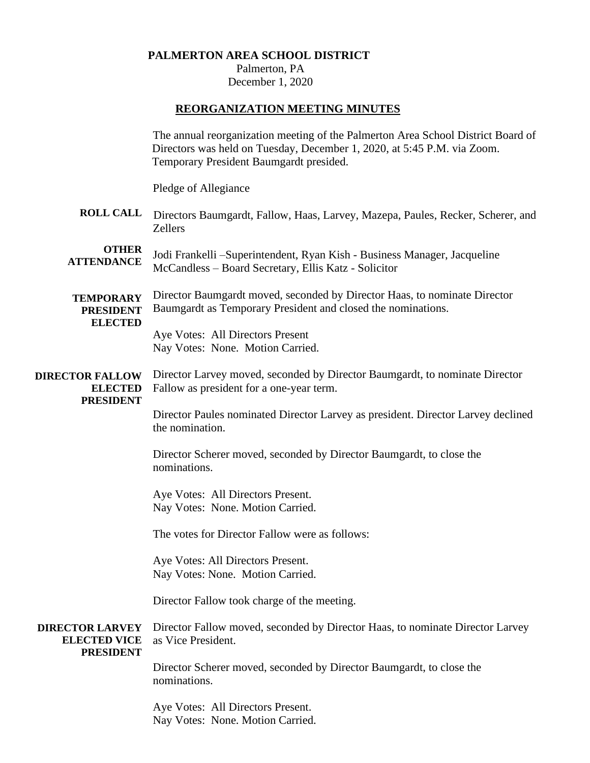**PALMERTON AREA SCHOOL DISTRICT**
Palmerton, PA
December 1, 2020

## REORGANIZATION MEETING MINUTES

The annual reorganization meeting of the Palmerton Area School District Board of Directors was held on Tuesday, December 1, 2020, at 5:45 P.M. via Zoom. Temporary President Baumgardt presided.

Pledge of Allegiance

**ROLL CALL**

Directors Baumgardt, Fallow, Haas, Larvey, Mazepa, Paules, Recker, Scherer, and Zellers

**OTHER ATTENDANCE**

Jodi Frankelli –Superintendent, Ryan Kish - Business Manager, Jacqueline McCandless – Board Secretary, Ellis Katz - Solicitor

**TEMPORARY PRESIDENT ELECTED**

Director Baumgardt moved, seconded by Director Haas, to nominate Director Baumgardt as Temporary President and closed the nominations.

Aye Votes: All Directors Present
Nay Votes: None. Motion Carried.

**DIRECTOR FALLOW ELECTED PRESIDENT**

Director Larvey moved, seconded by Director Baumgardt, to nominate Director Fallow as president for a one-year term.

Director Paules nominated Director Larvey as president. Director Larvey declined the nomination.

Director Scherer moved, seconded by Director Baumgardt, to close the nominations.

Aye Votes: All Directors Present.
Nay Votes: None. Motion Carried.

The votes for Director Fallow were as follows:

Aye Votes: All Directors Present.
Nay Votes: None. Motion Carried.

Director Fallow took charge of the meeting.

**DIRECTOR LARVEY ELECTED VICE PRESIDENT**

Director Fallow moved, seconded by Director Haas, to nominate Director Larvey as Vice President.

Director Scherer moved, seconded by Director Baumgardt, to close the nominations.

Aye Votes: All Directors Present.
Nay Votes: None. Motion Carried.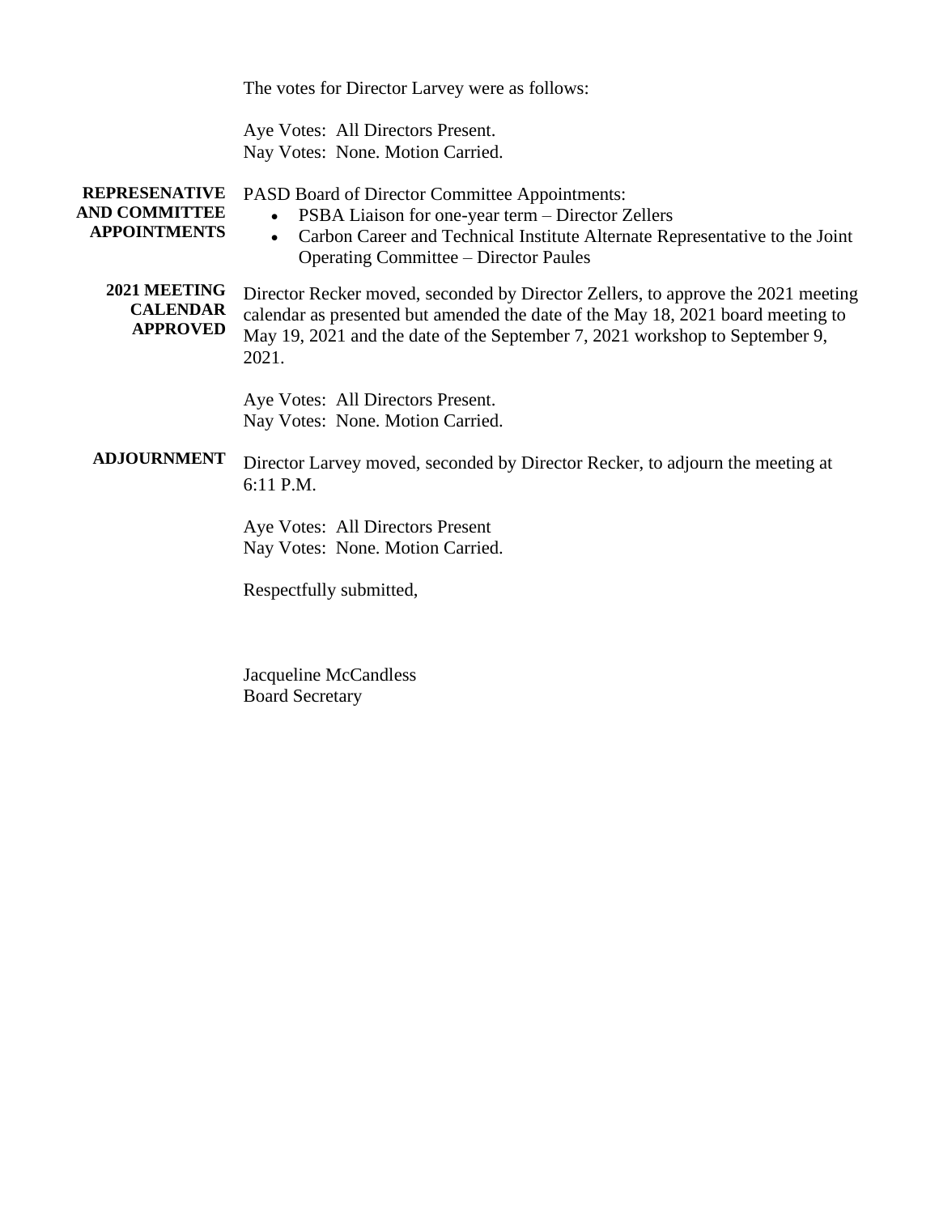The votes for Director Larvey were as follows:

Aye Votes: All Directors Present.
Nay Votes: None. Motion Carried.

**REPRESENATIVE AND COMMITTEE APPOINTMENTS**

PASD Board of Director Committee Appointments:

- PSBA Liaison for one-year term – Director Zellers
- Carbon Career and Technical Institute Alternate Representative to the Joint Operating Committee – Director Paules

**2021 MEETING CALENDAR APPROVED**

Director Recker moved, seconded by Director Zellers, to approve the 2021 meeting calendar as presented but amended the date of the May 18, 2021 board meeting to May 19, 2021 and the date of the September 7, 2021 workshop to September 9, 2021.

Aye Votes: All Directors Present.
Nay Votes: None. Motion Carried.

**ADJOURNMENT**

Director Larvey moved, seconded by Director Recker, to adjourn the meeting at 6:11 P.M.

Aye Votes: All Directors Present
Nay Votes: None. Motion Carried.

Respectfully submitted,

Jacqueline McCandless
Board Secretary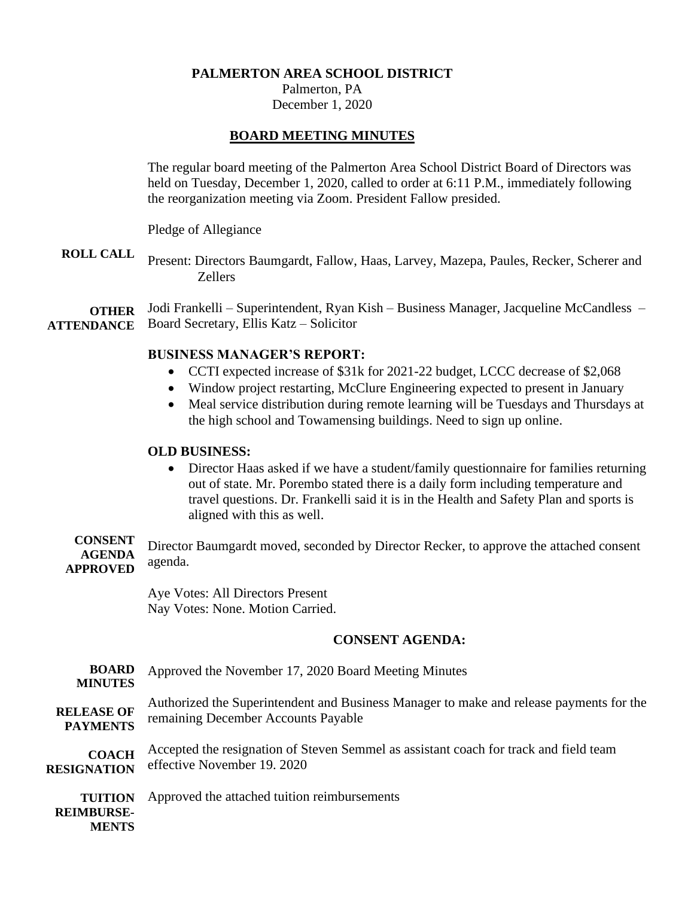**PALMERTON AREA SCHOOL DISTRICT**
Palmerton, PA
December 1, 2020

## BOARD MEETING MINUTES

The regular board meeting of the Palmerton Area School District Board of Directors was held on Tuesday, December 1, 2020, called to order at 6:11 P.M., immediately following the reorganization meeting via Zoom. President Fallow presided.

Pledge of Allegiance

**ROLL CALL**
Present: Directors Baumgardt, Fallow, Haas, Larvey, Mazepa, Paules, Recker, Scherer and Zellers

**OTHER ATTENDANCE**
Jodi Frankelli – Superintendent, Ryan Kish – Business Manager, Jacqueline McCandless – Board Secretary, Ellis Katz – Solicitor

### BUSINESS MANAGER'S REPORT:

- CCTI expected increase of $31k for 2021-22 budget, LCCC decrease of $2,068
- Window project restarting, McClure Engineering expected to present in January
- Meal service distribution during remote learning will be Tuesdays and Thursdays at the high school and Towamensing buildings. Need to sign up online.

### OLD BUSINESS:

- Director Haas asked if we have a student/family questionnaire for families returning out of state. Mr. Porembo stated there is a daily form including temperature and travel questions. Dr. Frankelli said it is in the Health and Safety Plan and sports is aligned with this as well.

**CONSENT AGENDA APPROVED**
Director Baumgardt moved, seconded by Director Recker, to approve the attached consent agenda.

Aye Votes: All Directors Present
Nay Votes: None. Motion Carried.

### CONSENT AGENDA:

**BOARD MINUTES**
Approved the November 17, 2020 Board Meeting Minutes

**RELEASE OF PAYMENTS**
Authorized the Superintendent and Business Manager to make and release payments for the remaining December Accounts Payable

**COACH RESIGNATION**
Accepted the resignation of Steven Semmel as assistant coach for track and field team effective November 19. 2020

**TUITION REIMBURSE-MENTS**
Approved the attached tuition reimbursements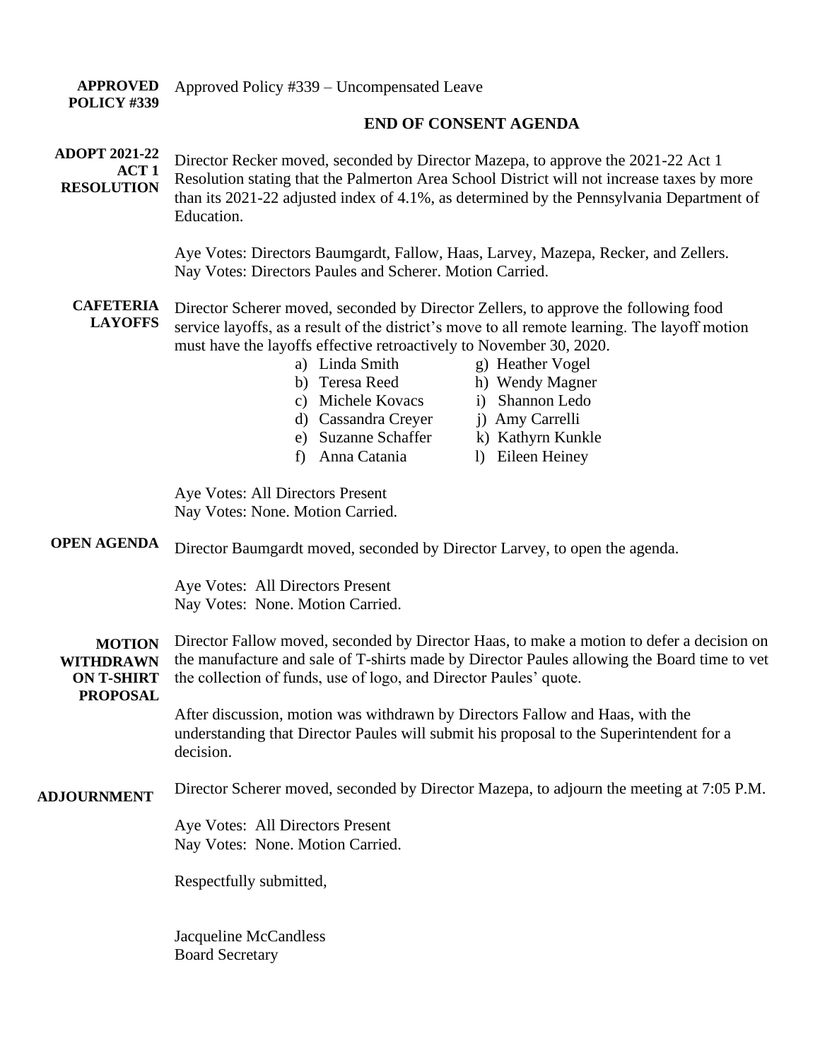**APPROVED POLICY #339** Approved Policy #339 – Uncompensated Leave

**END OF CONSENT AGENDA**

**ADOPT 2021-22 ACT 1 RESOLUTION** Director Recker moved, seconded by Director Mazepa, to approve the 2021-22 Act 1 Resolution stating that the Palmerton Area School District will not increase taxes by more than its 2021-22 adjusted index of 4.1%, as determined by the Pennsylvania Department of Education.

Aye Votes: Directors Baumgardt, Fallow, Haas, Larvey, Mazepa, Recker, and Zellers.
Nay Votes: Directors Paules and Scherer. Motion Carried.

**CAFETERIA LAYOFFS** Director Scherer moved, seconded by Director Zellers, to approve the following food service layoffs, as a result of the district's move to all remote learning. The layoff motion must have the layoffs effective retroactively to November 30, 2020.

a) Linda Smith
b) Teresa Reed
c) Michele Kovacs
d) Cassandra Creyer
e) Suzanne Schaffer
f) Anna Catania
g) Heather Vogel
h) Wendy Magner
i) Shannon Ledo
j) Amy Carrelli
k) Kathyrn Kunkle
l) Eileen Heiney

Aye Votes: All Directors Present
Nay Votes: None. Motion Carried.

**OPEN AGENDA** Director Baumgardt moved, seconded by Director Larvey, to open the agenda.

Aye Votes: All Directors Present
Nay Votes: None. Motion Carried.

**MOTION WITHDRAWN ON T-SHIRT PROPOSAL** Director Fallow moved, seconded by Director Haas, to make a motion to defer a decision on the manufacture and sale of T-shirts made by Director Paules allowing the Board time to vet the collection of funds, use of logo, and Director Paules' quote.

After discussion, motion was withdrawn by Directors Fallow and Haas, with the understanding that Director Paules will submit his proposal to the Superintendent for a decision.

**ADJOURNMENT** Director Scherer moved, seconded by Director Mazepa, to adjourn the meeting at 7:05 P.M.

Aye Votes: All Directors Present
Nay Votes: None. Motion Carried.

Respectfully submitted,

Jacqueline McCandless
Board Secretary